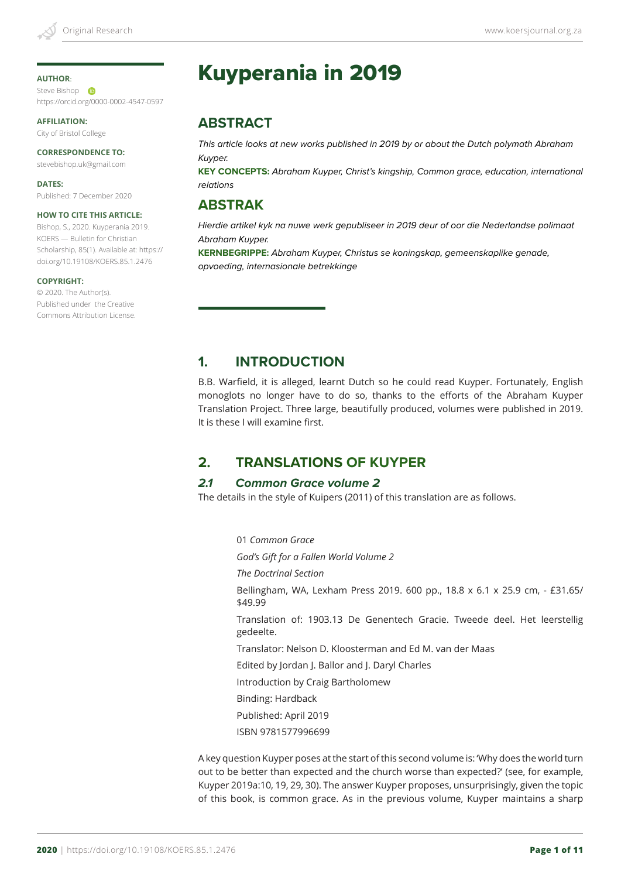# Kuyperania in 2019

**AUTHOR:**
Steve Bishop
https://orcid.org/0000-0002-4547-0597

**AFFILIATION:**
City of Bristol College

**CORRESPONDENCE TO:**
stevebishop.uk@gmail.com

**DATES:**
Published: 7 December 2020

**HOW TO CITE THIS ARTICLE:**
Bishop, S., 2020. Kuyperania 2019. KOERS — Bulletin for Christian Scholarship, 85(1). Available at: https://doi.org/10.19108/KOERS.85.1.2476

**COPYRIGHT:**
© 2020. The Author(s). Published under the Creative Commons Attribution License.

## ABSTRACT

*This article looks at new works published in 2019 by or about the Dutch polymath Abraham Kuyper.*

**KEY CONCEPTS:** *Abraham Kuyper, Christ's kingship, Common grace, education, international relations*

## ABSTRAK

*Hierdie artikel kyk na nuwe werk gepubliseer in 2019 deur of oor die Nederlandse polimaat Abraham Kuyper.*

**KERNBEGRIPPE:** *Abraham Kuyper, Christus se koningskap, gemeenskaplike genade, opvoeding, internasionale betrekkinge*

## 1. INTRODUCTION

B.B. Warfield, it is alleged, learnt Dutch so he could read Kuyper. Fortunately, English monoglots no longer have to do so, thanks to the efforts of the Abraham Kuyper Translation Project. Three large, beautifully produced, volumes were published in 2019. It is these I will examine first.

## 2. TRANSLATIONS OF KUYPER

### *2.1 Common Grace volume 2*

The details in the style of Kuipers (2011) of this translation are as follows.

> 01 *Common Grace*
>
> *God's Gift for a Fallen World Volume 2*
>
> *The Doctrinal Section*
>
> Bellingham, WA, Lexham Press 2019. 600 pp., 18.8 x 6.1 x 25.9 cm, - £31.65/ $49.99
>
> Translation of: 1903.13 De Genentech Gracie. Tweede deel. Het leerstellig gedeelte.
>
> Translator: Nelson D. Kloosterman and Ed M. van der Maas
>
> Edited by Jordan J. Ballor and J. Daryl Charles
>
> Introduction by Craig Bartholomew
>
> Binding: Hardback
>
> Published: April 2019
>
> ISBN 9781577996699

A key question Kuyper poses at the start of this second volume is: 'Why does the world turn out to be better than expected and the church worse than expected?' (see, for example, Kuyper 2019a:10, 19, 29, 30). The answer Kuyper proposes, unsurprisingly, given the topic of this book, is common grace. As in the previous volume, Kuyper maintains a sharp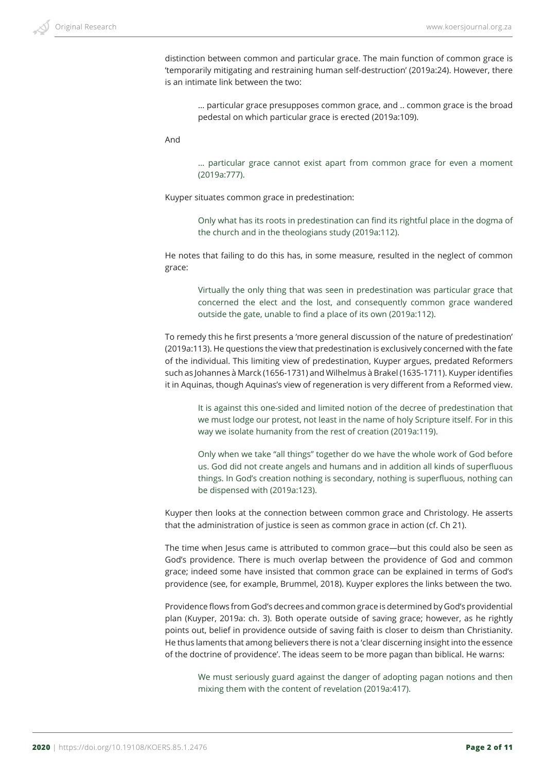distinction between common and particular grace. The main function of common grace is 'temporarily mitigating and restraining human self-destruction' (2019a:24). However, there is an intimate link between the two:

> ... particular grace presupposes common grace, and .. common grace is the broad pedestal on which particular grace is erected (2019a:109).

And

> ... particular grace cannot exist apart from common grace for even a moment (2019a:777).

Kuyper situates common grace in predestination:

> Only what has its roots in predestination can find its rightful place in the dogma of the church and in the theologians study (2019a:112).

He notes that failing to do this has, in some measure, resulted in the neglect of common grace:

> Virtually the only thing that was seen in predestination was particular grace that concerned the elect and the lost, and consequently common grace wandered outside the gate, unable to find a place of its own (2019a:112).

To remedy this he first presents a 'more general discussion of the nature of predestination' (2019a:113). He questions the view that predestination is exclusively concerned with the fate of the individual. This limiting view of predestination, Kuyper argues, predated Reformers such as Johannes à Marck (1656-1731) and Wilhelmus à Brakel (1635-1711). Kuyper identifies it in Aquinas, though Aquinas's view of regeneration is very different from a Reformed view.

> It is against this one-sided and limited notion of the decree of predestination that we must lodge our protest, not least in the name of holy Scripture itself. For in this way we isolate humanity from the rest of creation (2019a:119).

> Only when we take "all things" together do we have the whole work of God before us. God did not create angels and humans and in addition all kinds of superfluous things. In God's creation nothing is secondary, nothing is superfluous, nothing can be dispensed with (2019a:123).

Kuyper then looks at the connection between common grace and Christology. He asserts that the administration of justice is seen as common grace in action (cf. Ch 21).

The time when Jesus came is attributed to common grace—but this could also be seen as God's providence. There is much overlap between the providence of God and common grace; indeed some have insisted that common grace can be explained in terms of God's providence (see, for example, Brummel, 2018). Kuyper explores the links between the two.

Providence flows from God's decrees and common grace is determined by God's providential plan (Kuyper, 2019a: ch. 3). Both operate outside of saving grace; however, as he rightly points out, belief in providence outside of saving faith is closer to deism than Christianity. He thus laments that among believers there is not a 'clear discerning insight into the essence of the doctrine of providence'. The ideas seem to be more pagan than biblical. He warns:

> We must seriously guard against the danger of adopting pagan notions and then mixing them with the content of revelation (2019a:417).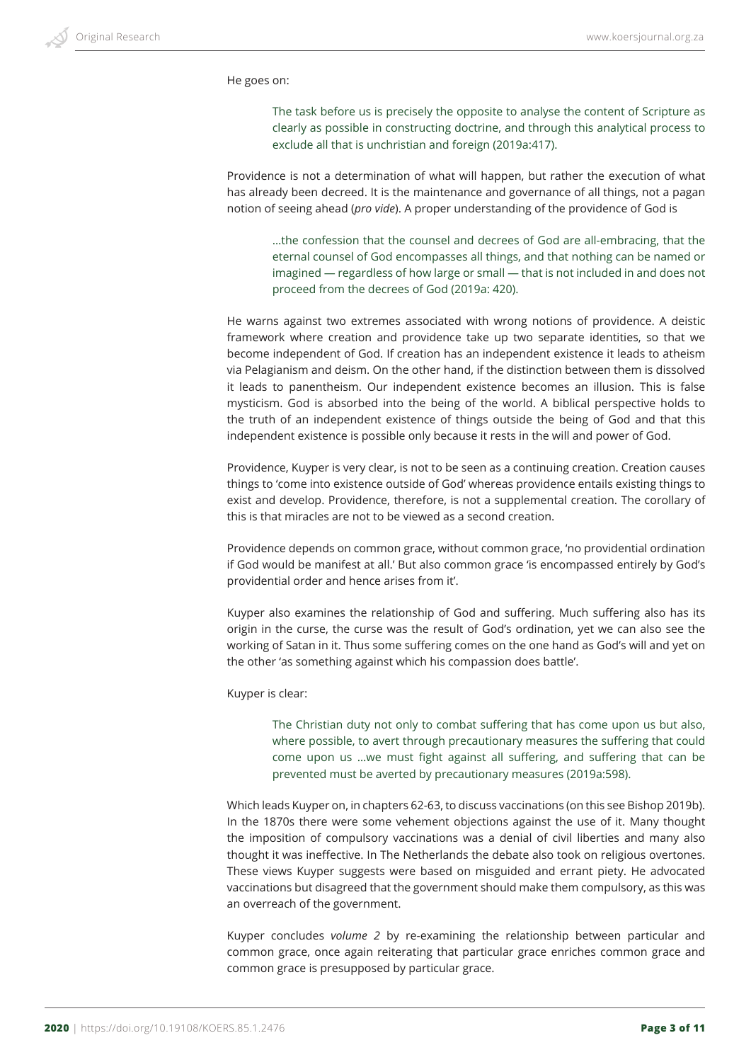He goes on:

> The task before us is precisely the opposite to analyse the content of Scripture as clearly as possible in constructing doctrine, and through this analytical process to exclude all that is unchristian and foreign (2019a:417).

Providence is not a determination of what will happen, but rather the execution of what has already been decreed. It is the maintenance and governance of all things, not a pagan notion of seeing ahead (*pro vide*). A proper understanding of the providence of God is

> ...the confession that the counsel and decrees of God are all-embracing, that the eternal counsel of God encompasses all things, and that nothing can be named or imagined — regardless of how large or small — that is not included in and does not proceed from the decrees of God (2019a: 420).

He warns against two extremes associated with wrong notions of providence. A deistic framework where creation and providence take up two separate identities, so that we become independent of God. If creation has an independent existence it leads to atheism via Pelagianism and deism. On the other hand, if the distinction between them is dissolved it leads to panentheism. Our independent existence becomes an illusion. This is false mysticism. God is absorbed into the being of the world. A biblical perspective holds to the truth of an independent existence of things outside the being of God and that this independent existence is possible only because it rests in the will and power of God.

Providence, Kuyper is very clear, is not to be seen as a continuing creation. Creation causes things to 'come into existence outside of God' whereas providence entails existing things to exist and develop. Providence, therefore, is not a supplemental creation. The corollary of this is that miracles are not to be viewed as a second creation.

Providence depends on common grace, without common grace, 'no providential ordination if God would be manifest at all.' But also common grace 'is encompassed entirely by God's providential order and hence arises from it'.

Kuyper also examines the relationship of God and suffering. Much suffering also has its origin in the curse, the curse was the result of God's ordination, yet we can also see the working of Satan in it. Thus some suffering comes on the one hand as God's will and yet on the other 'as something against which his compassion does battle'.

Kuyper is clear:

> The Christian duty not only to combat suffering that has come upon us but also, where possible, to avert through precautionary measures the suffering that could come upon us ...we must fight against all suffering, and suffering that can be prevented must be averted by precautionary measures (2019a:598).

Which leads Kuyper on, in chapters 62-63, to discuss vaccinations (on this see Bishop 2019b). In the 1870s there were some vehement objections against the use of it. Many thought the imposition of compulsory vaccinations was a denial of civil liberties and many also thought it was ineffective. In The Netherlands the debate also took on religious overtones. These views Kuyper suggests were based on misguided and errant piety. He advocated vaccinations but disagreed that the government should make them compulsory, as this was an overreach of the government.

Kuyper concludes *volume 2* by re-examining the relationship between particular and common grace, once again reiterating that particular grace enriches common grace and common grace is presupposed by particular grace.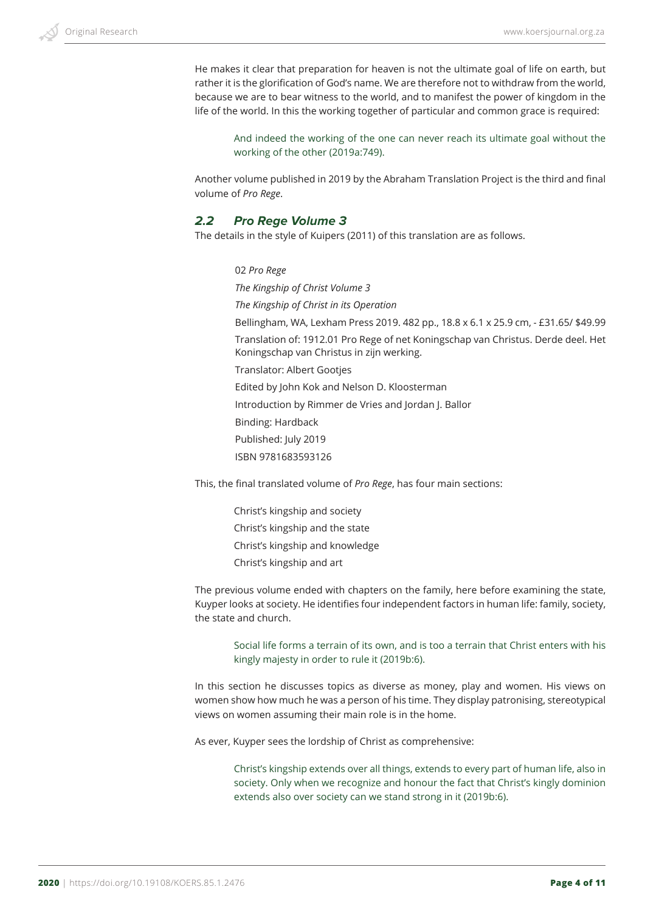He makes it clear that preparation for heaven is not the ultimate goal of life on earth, but rather it is the glorification of God's name. We are therefore not to withdraw from the world, because we are to bear witness to the world, and to manifest the power of kingdom in the life of the world. In this the working together of particular and common grace is required:

> And indeed the working of the one can never reach its ultimate goal without the working of the other (2019a:749).

Another volume published in 2019 by the Abraham Translation Project is the third and final volume of *Pro Rege*.

## 2.2 Pro Rege Volume 3

The details in the style of Kuipers (2011) of this translation are as follows.

> 02 *Pro Rege*
>
> *The Kingship of Christ Volume 3*
>
> *The Kingship of Christ in its Operation*
>
> Bellingham, WA, Lexham Press 2019. 482 pp., 18.8 x 6.1 x 25.9 cm, - £31.65/ $49.99
>
> Translation of: 1912.01 Pro Rege of net Koningschap van Christus. Derde deel. Het Koningschap van Christus in zijn werking.
>
> Translator: Albert Gootjes
>
> Edited by John Kok and Nelson D. Kloosterman
>
> Introduction by Rimmer de Vries and Jordan J. Ballor
>
> Binding: Hardback
>
> Published: July 2019
>
> ISBN 9781683593126

This, the final translated volume of *Pro Rege*, has four main sections:

> Christ's kingship and society
>
> Christ's kingship and the state
>
> Christ's kingship and knowledge
>
> Christ's kingship and art

The previous volume ended with chapters on the family, here before examining the state, Kuyper looks at society. He identifies four independent factors in human life: family, society, the state and church.

> Social life forms a terrain of its own, and is too a terrain that Christ enters with his kingly majesty in order to rule it (2019b:6).

In this section he discusses topics as diverse as money, play and women. His views on women show how much he was a person of his time. They display patronising, stereotypical views on women assuming their main role is in the home.

As ever, Kuyper sees the lordship of Christ as comprehensive:

> Christ's kingship extends over all things, extends to every part of human life, also in society. Only when we recognize and honour the fact that Christ's kingly dominion extends also over society can we stand strong in it (2019b:6).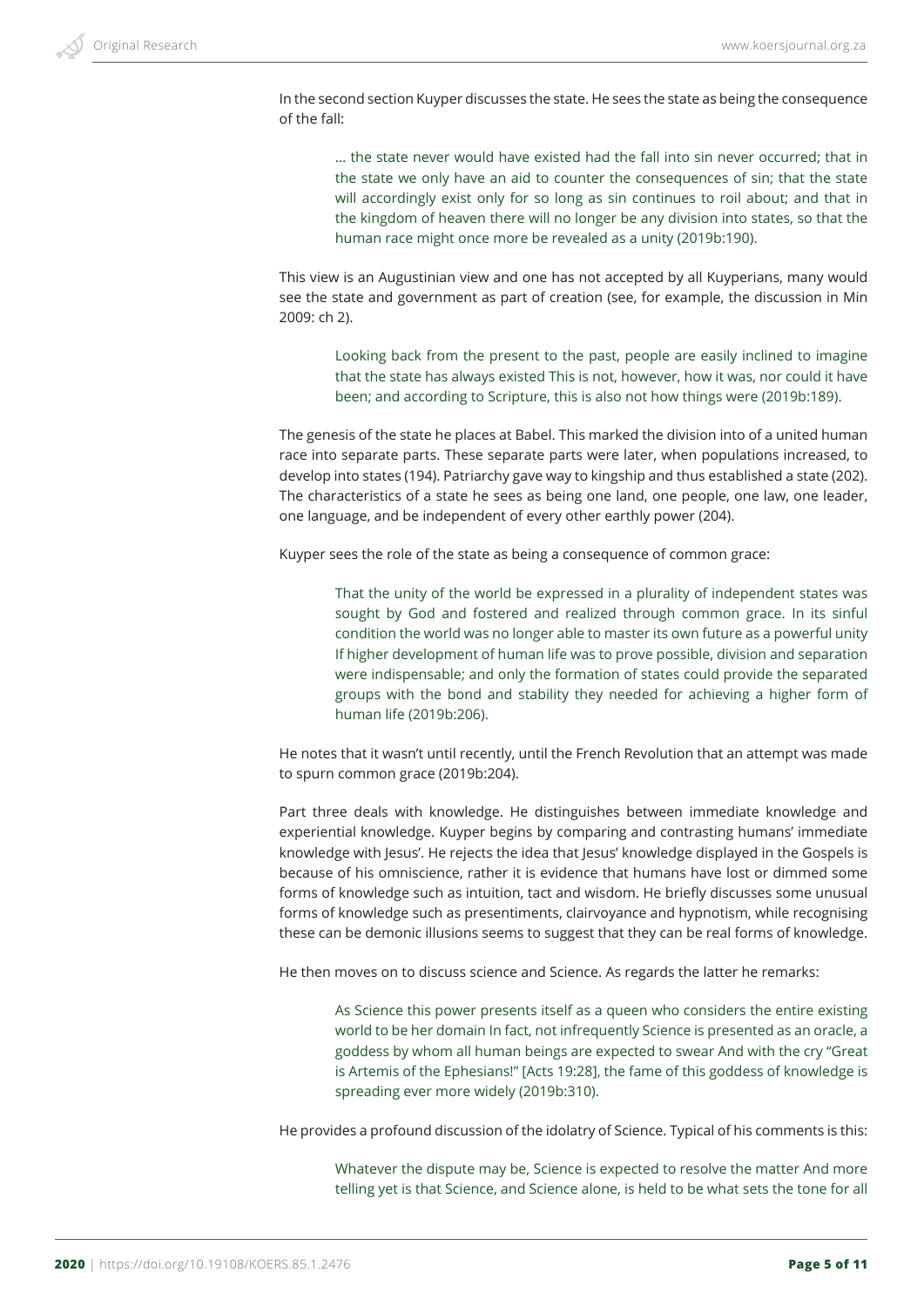In the second section Kuyper discusses the state. He sees the state as being the consequence of the fall:

> … the state never would have existed had the fall into sin never occurred; that in the state we only have an aid to counter the consequences of sin; that the state will accordingly exist only for so long as sin continues to roil about; and that in the kingdom of heaven there will no longer be any division into states, so that the human race might once more be revealed as a unity (2019b:190).

This view is an Augustinian view and one has not accepted by all Kuyperians, many would see the state and government as part of creation (see, for example, the discussion in Min 2009: ch 2).

> Looking back from the present to the past, people are easily inclined to imagine that the state has always existed This is not, however, how it was, nor could it have been; and according to Scripture, this is also not how things were (2019b:189).

The genesis of the state he places at Babel. This marked the division into of a united human race into separate parts. These separate parts were later, when populations increased, to develop into states (194). Patriarchy gave way to kingship and thus established a state (202). The characteristics of a state he sees as being one land, one people, one law, one leader, one language, and be independent of every other earthly power (204).

Kuyper sees the role of the state as being a consequence of common grace:

> That the unity of the world be expressed in a plurality of independent states was sought by God and fostered and realized through common grace. In its sinful condition the world was no longer able to master its own future as a powerful unity If higher development of human life was to prove possible, division and separation were indispensable; and only the formation of states could provide the separated groups with the bond and stability they needed for achieving a higher form of human life (2019b:206).

He notes that it wasn't until recently, until the French Revolution that an attempt was made to spurn common grace (2019b:204).

Part three deals with knowledge. He distinguishes between immediate knowledge and experiential knowledge. Kuyper begins by comparing and contrasting humans' immediate knowledge with Jesus'. He rejects the idea that Jesus' knowledge displayed in the Gospels is because of his omniscience, rather it is evidence that humans have lost or dimmed some forms of knowledge such as intuition, tact and wisdom. He briefly discusses some unusual forms of knowledge such as presentiments, clairvoyance and hypnotism, while recognising these can be demonic illusions seems to suggest that they can be real forms of knowledge.

He then moves on to discuss science and Science. As regards the latter he remarks:

> As Science this power presents itself as a queen who considers the entire existing world to be her domain In fact, not infrequently Science is presented as an oracle, a goddess by whom all human beings are expected to swear And with the cry "Great is Artemis of the Ephesians!" [Acts 19:28], the fame of this goddess of knowledge is spreading ever more widely (2019b:310).

He provides a profound discussion of the idolatry of Science. Typical of his comments is this:

> Whatever the dispute may be, Science is expected to resolve the matter And more telling yet is that Science, and Science alone, is held to be what sets the tone for all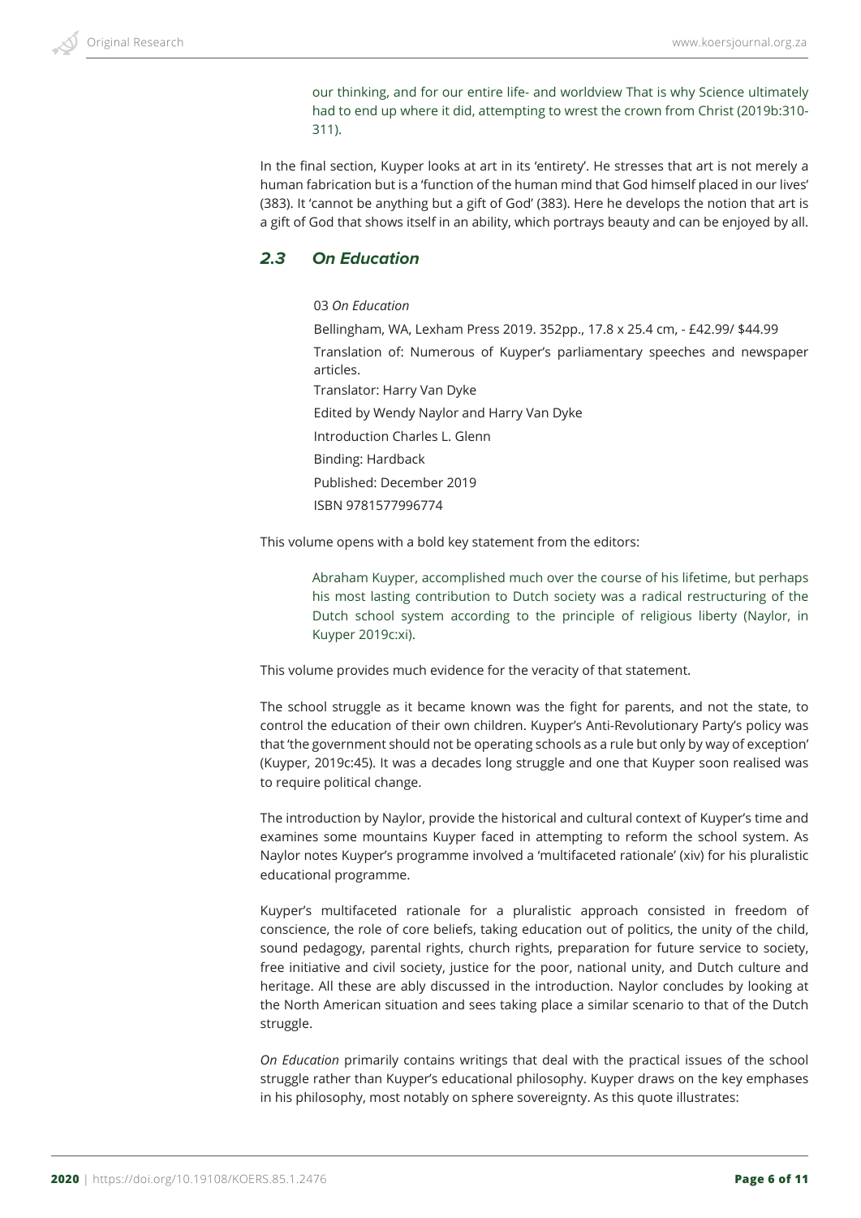> our thinking, and for our entire life- and worldview That is why Science ultimately had to end up where it did, attempting to wrest the crown from Christ (2019b:310-311).

In the final section, Kuyper looks at art in its 'entirety'. He stresses that art is not merely a human fabrication but is a 'function of the human mind that God himself placed in our lives' (383). It 'cannot be anything but a gift of God' (383). Here he develops the notion that art is a gift of God that shows itself in an ability, which portrays beauty and can be enjoyed by all.

## 2.3 On Education

> 03 *On Education*
>
> Bellingham, WA, Lexham Press 2019. 352pp., 17.8 x 25.4 cm, - £42.99/ $44.99
>
> Translation of: Numerous of Kuyper's parliamentary speeches and newspaper articles.
>
> Translator: Harry Van Dyke
>
> Edited by Wendy Naylor and Harry Van Dyke
>
> Introduction Charles L. Glenn
>
> Binding: Hardback
>
> Published: December 2019
>
> ISBN 9781577996774

This volume opens with a bold key statement from the editors:

> Abraham Kuyper, accomplished much over the course of his lifetime, but perhaps his most lasting contribution to Dutch society was a radical restructuring of the Dutch school system according to the principle of religious liberty (Naylor, in Kuyper 2019c:xi).

This volume provides much evidence for the veracity of that statement.

The school struggle as it became known was the fight for parents, and not the state, to control the education of their own children. Kuyper's Anti-Revolutionary Party's policy was that 'the government should not be operating schools as a rule but only by way of exception' (Kuyper, 2019c:45). It was a decades long struggle and one that Kuyper soon realised was to require political change.

The introduction by Naylor, provide the historical and cultural context of Kuyper's time and examines some mountains Kuyper faced in attempting to reform the school system. As Naylor notes Kuyper's programme involved a 'multifaceted rationale' (xiv) for his pluralistic educational programme.

Kuyper's multifaceted rationale for a pluralistic approach consisted in freedom of conscience, the role of core beliefs, taking education out of politics, the unity of the child, sound pedagogy, parental rights, church rights, preparation for future service to society, free initiative and civil society, justice for the poor, national unity, and Dutch culture and heritage. All these are ably discussed in the introduction. Naylor concludes by looking at the North American situation and sees taking place a similar scenario to that of the Dutch struggle.

*On Education* primarily contains writings that deal with the practical issues of the school struggle rather than Kuyper's educational philosophy. Kuyper draws on the key emphases in his philosophy, most notably on sphere sovereignty. As this quote illustrates: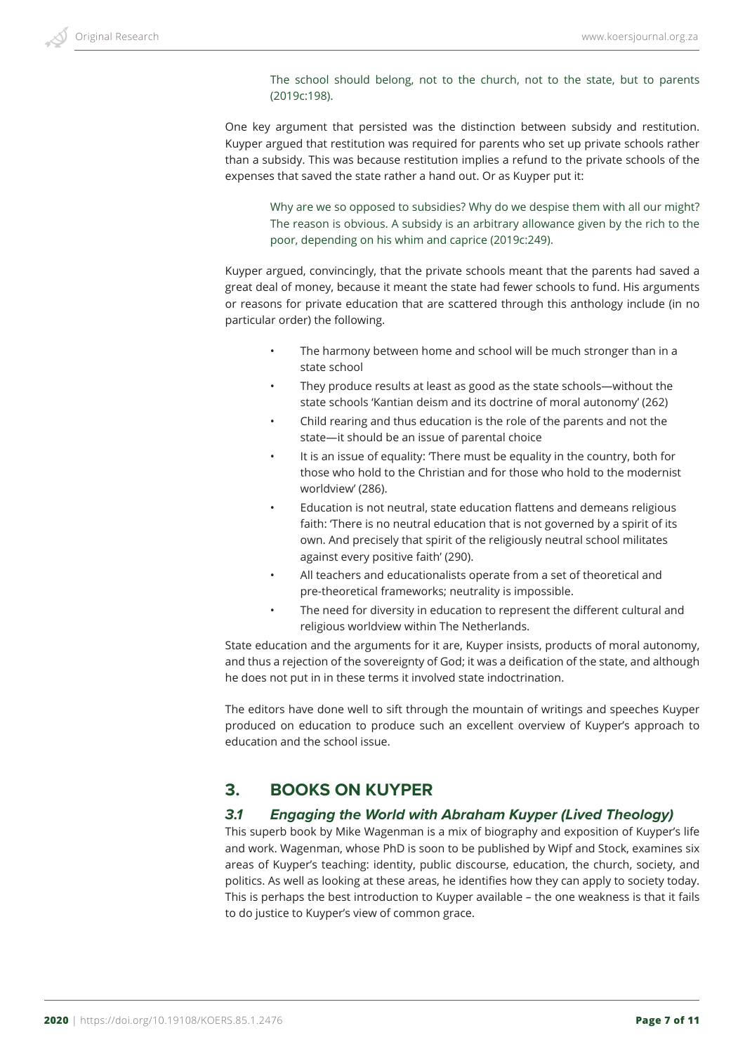> The school should belong, not to the church, not to the state, but to parents (2019c:198).

One key argument that persisted was the distinction between subsidy and restitution. Kuyper argued that restitution was required for parents who set up private schools rather than a subsidy. This was because restitution implies a refund to the private schools of the expenses that saved the state rather a hand out. Or as Kuyper put it:

> Why are we so opposed to subsidies? Why do we despise them with all our might? The reason is obvious. A subsidy is an arbitrary allowance given by the rich to the poor, depending on his whim and caprice (2019c:249).

Kuyper argued, convincingly, that the private schools meant that the parents had saved a great deal of money, because it meant the state had fewer schools to fund. His arguments or reasons for private education that are scattered through this anthology include (in no particular order) the following.

- The harmony between home and school will be much stronger than in a state school
- They produce results at least as good as the state schools—without the state schools 'Kantian deism and its doctrine of moral autonomy' (262)
- Child rearing and thus education is the role of the parents and not the state—it should be an issue of parental choice
- It is an issue of equality: 'There must be equality in the country, both for those who hold to the Christian and for those who hold to the modernist worldview' (286).
- Education is not neutral, state education flattens and demeans religious faith: 'There is no neutral education that is not governed by a spirit of its own. And precisely that spirit of the religiously neutral school militates against every positive faith' (290).
- All teachers and educationalists operate from a set of theoretical and pre-theoretical frameworks; neutrality is impossible.
- The need for diversity in education to represent the different cultural and religious worldview within The Netherlands.

State education and the arguments for it are, Kuyper insists, products of moral autonomy, and thus a rejection of the sovereignty of God; it was a deification of the state, and although he does not put in in these terms it involved state indoctrination.

The editors have done well to sift through the mountain of writings and speeches Kuyper produced on education to produce such an excellent overview of Kuyper's approach to education and the school issue.

## 3. BOOKS ON KUYPER

### *3.1 Engaging the World with Abraham Kuyper (Lived Theology)*

This superb book by Mike Wagenman is a mix of biography and exposition of Kuyper's life and work. Wagenman, whose PhD is soon to be published by Wipf and Stock, examines six areas of Kuyper's teaching: identity, public discourse, education, the church, society, and politics. As well as looking at these areas, he identifies how they can apply to society today. This is perhaps the best introduction to Kuyper available – the one weakness is that it fails to do justice to Kuyper's view of common grace.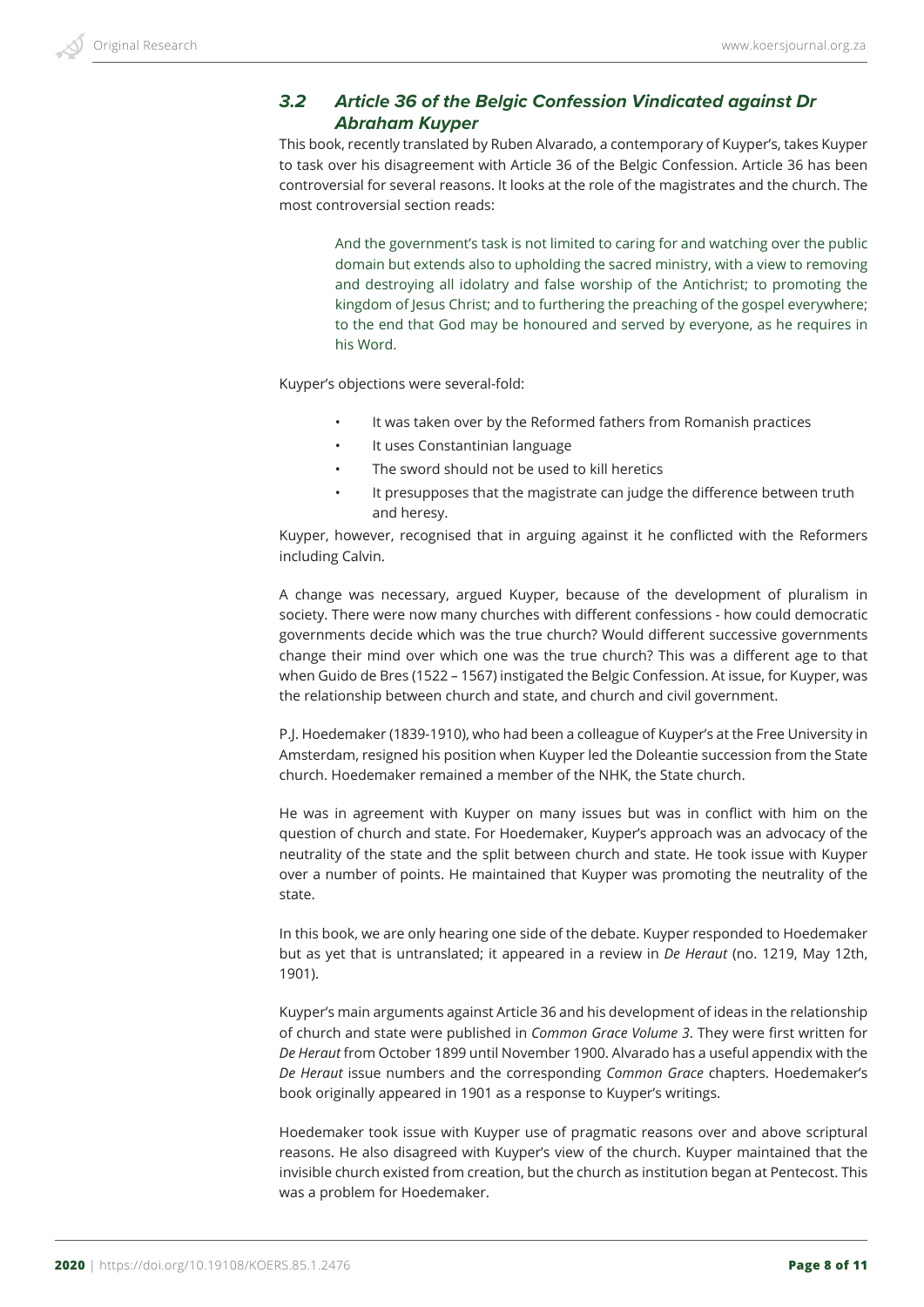### 3.2 Article 36 of the Belgic Confession Vindicated against Dr Abraham Kuyper

This book, recently translated by Ruben Alvarado, a contemporary of Kuyper's, takes Kuyper to task over his disagreement with Article 36 of the Belgic Confession. Article 36 has been controversial for several reasons. It looks at the role of the magistrates and the church. The most controversial section reads:

> And the government's task is not limited to caring for and watching over the public domain but extends also to upholding the sacred ministry, with a view to removing and destroying all idolatry and false worship of the Antichrist; to promoting the kingdom of Jesus Christ; and to furthering the preaching of the gospel everywhere; to the end that God may be honoured and served by everyone, as he requires in his Word.

Kuyper's objections were several-fold:

- It was taken over by the Reformed fathers from Romanish practices
- It uses Constantinian language
- The sword should not be used to kill heretics
- It presupposes that the magistrate can judge the difference between truth and heresy.

Kuyper, however, recognised that in arguing against it he conflicted with the Reformers including Calvin.

A change was necessary, argued Kuyper, because of the development of pluralism in society. There were now many churches with different confessions - how could democratic governments decide which was the true church? Would different successive governments change their mind over which one was the true church? This was a different age to that when Guido de Bres (1522 – 1567) instigated the Belgic Confession. At issue, for Kuyper, was the relationship between church and state, and church and civil government.

P.J. Hoedemaker (1839-1910), who had been a colleague of Kuyper's at the Free University in Amsterdam, resigned his position when Kuyper led the Doleantie succession from the State church. Hoedemaker remained a member of the NHK, the State church.

He was in agreement with Kuyper on many issues but was in conflict with him on the question of church and state. For Hoedemaker, Kuyper's approach was an advocacy of the neutrality of the state and the split between church and state. He took issue with Kuyper over a number of points. He maintained that Kuyper was promoting the neutrality of the state.

In this book, we are only hearing one side of the debate. Kuyper responded to Hoedemaker but as yet that is untranslated; it appeared in a review in *De Heraut* (no. 1219, May 12th, 1901).

Kuyper's main arguments against Article 36 and his development of ideas in the relationship of church and state were published in *Common Grace Volume 3*. They were first written for *De Heraut* from October 1899 until November 1900. Alvarado has a useful appendix with the *De Heraut* issue numbers and the corresponding *Common Grace* chapters. Hoedemaker's book originally appeared in 1901 as a response to Kuyper's writings.

Hoedemaker took issue with Kuyper use of pragmatic reasons over and above scriptural reasons. He also disagreed with Kuyper's view of the church. Kuyper maintained that the invisible church existed from creation, but the church as institution began at Pentecost. This was a problem for Hoedemaker.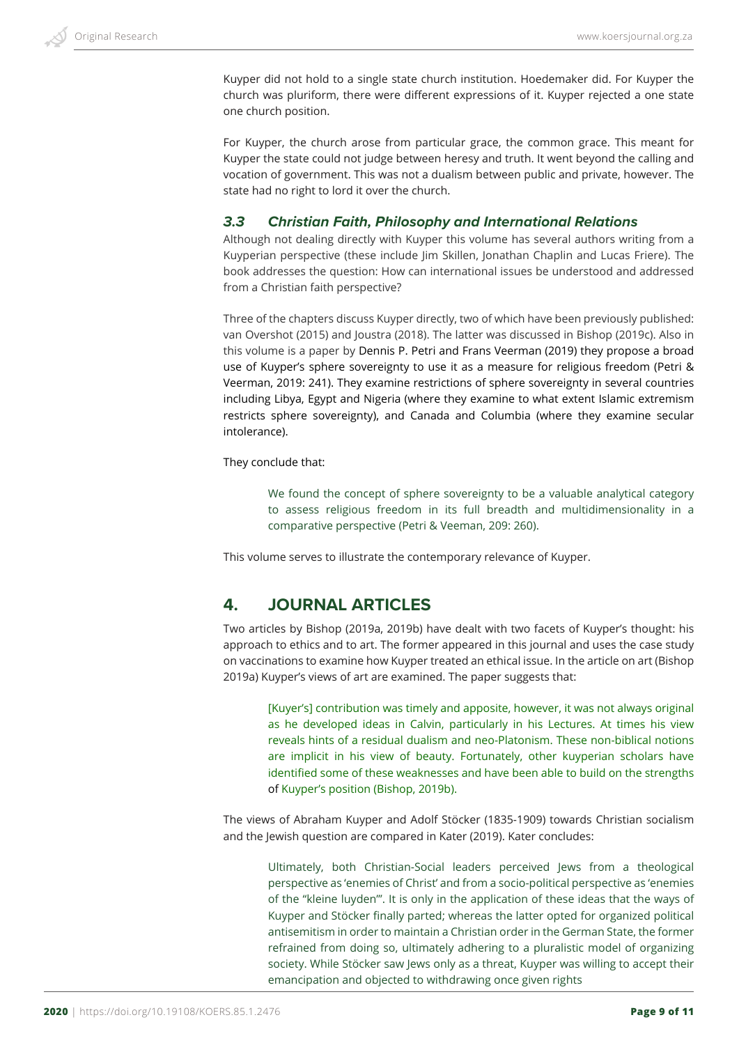Kuyper did not hold to a single state church institution. Hoedemaker did. For Kuyper the church was pluriform, there were different expressions of it. Kuyper rejected a one state one church position.

For Kuyper, the church arose from particular grace, the common grace. This meant for Kuyper the state could not judge between heresy and truth. It went beyond the calling and vocation of government. This was not a dualism between public and private, however. The state had no right to lord it over the church.

### *3.3 Christian Faith, Philosophy and International Relations*

Although not dealing directly with Kuyper this volume has several authors writing from a Kuyperian perspective (these include Jim Skillen, Jonathan Chaplin and Lucas Friere). The book addresses the question: How can international issues be understood and addressed from a Christian faith perspective?

Three of the chapters discuss Kuyper directly, two of which have been previously published: van Overshot (2015) and Joustra (2018). The latter was discussed in Bishop (2019c). Also in this volume is a paper by Dennis P. Petri and Frans Veerman (2019) they propose a broad use of Kuyper's sphere sovereignty to use it as a measure for religious freedom (Petri & Veerman, 2019: 241). They examine restrictions of sphere sovereignty in several countries including Libya, Egypt and Nigeria (where they examine to what extent Islamic extremism restricts sphere sovereignty), and Canada and Columbia (where they examine secular intolerance).

They conclude that:

> We found the concept of sphere sovereignty to be a valuable analytical category to assess religious freedom in its full breadth and multidimensionality in a comparative perspective (Petri & Veeman, 209: 260).

This volume serves to illustrate the contemporary relevance of Kuyper.

## 4. JOURNAL ARTICLES

Two articles by Bishop (2019a, 2019b) have dealt with two facets of Kuyper's thought: his approach to ethics and to art. The former appeared in this journal and uses the case study on vaccinations to examine how Kuyper treated an ethical issue. In the article on art (Bishop 2019a) Kuyper's views of art are examined. The paper suggests that:

> [Kuyer's] contribution was timely and apposite, however, it was not always original as he developed ideas in Calvin, particularly in his Lectures. At times his view reveals hints of a residual dualism and neo-Platonism. These non-biblical notions are implicit in his view of beauty. Fortunately, other kuyperian scholars have identified some of these weaknesses and have been able to build on the strengths of Kuyper's position (Bishop, 2019b).

The views of Abraham Kuyper and Adolf Stöcker (1835-1909) towards Christian socialism and the Jewish question are compared in Kater (2019). Kater concludes:

> Ultimately, both Christian-Social leaders perceived Jews from a theological perspective as 'enemies of Christ' and from a socio-political perspective as 'enemies of the "kleine luyden"'. It is only in the application of these ideas that the ways of Kuyper and Stöcker finally parted; whereas the latter opted for organized political antisemitism in order to maintain a Christian order in the German State, the former refrained from doing so, ultimately adhering to a pluralistic model of organizing society. While Stöcker saw Jews only as a threat, Kuyper was willing to accept their emancipation and objected to withdrawing once given rights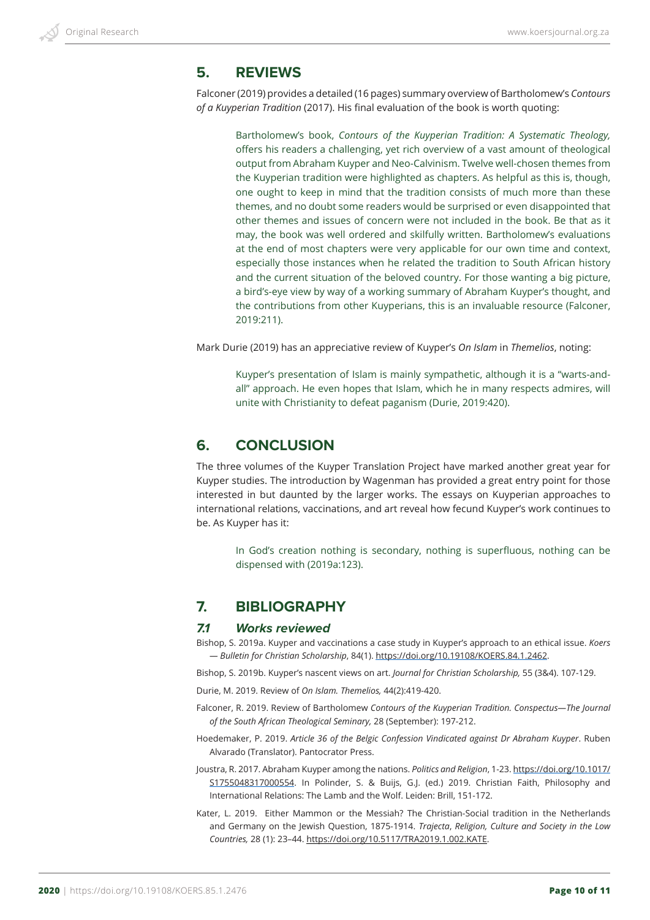## 5. REVIEWS

Falconer (2019) provides a detailed (16 pages) summary overview of Bartholomew's *Contours of a Kuyperian Tradition* (2017). His final evaluation of the book is worth quoting:

> Bartholomew's book, *Contours of the Kuyperian Tradition: A Systematic Theology,* offers his readers a challenging, yet rich overview of a vast amount of theological output from Abraham Kuyper and Neo-Calvinism. Twelve well-chosen themes from the Kuyperian tradition were highlighted as chapters. As helpful as this is, though, one ought to keep in mind that the tradition consists of much more than these themes, and no doubt some readers would be surprised or even disappointed that other themes and issues of concern were not included in the book. Be that as it may, the book was well ordered and skilfully written. Bartholomew's evaluations at the end of most chapters were very applicable for our own time and context, especially those instances when he related the tradition to South African history and the current situation of the beloved country. For those wanting a big picture, a bird's-eye view by way of a working summary of Abraham Kuyper's thought, and the contributions from other Kuyperians, this is an invaluable resource (Falconer, 2019:211).

Mark Durie (2019) has an appreciative review of Kuyper's *On Islam* in *Themelios*, noting:

> Kuyper's presentation of Islam is mainly sympathetic, although it is a "warts-and-all" approach. He even hopes that Islam, which he in many respects admires, will unite with Christianity to defeat paganism (Durie, 2019:420).

## 6. CONCLUSION

The three volumes of the Kuyper Translation Project have marked another great year for Kuyper studies. The introduction by Wagenman has provided a great entry point for those interested in but daunted by the larger works. The essays on Kuyperian approaches to international relations, vaccinations, and art reveal how fecund Kuyper's work continues to be. As Kuyper has it:

> In God's creation nothing is secondary, nothing is superfluous, nothing can be dispensed with (2019a:123).

## 7. BIBLIOGRAPHY

### 7.1 Works reviewed

Bishop, S. 2019a. Kuyper and vaccinations a case study in Kuyper's approach to an ethical issue. *Koers — Bulletin for Christian Scholarship*, 84(1). https://doi.org/10.19108/KOERS.84.1.2462.

Bishop, S. 2019b. Kuyper's nascent views on art. *Journal for Christian Scholarship,* 55 (3&4). 107-129.

Durie, M. 2019. Review of *On Islam. Themelios,* 44(2):419-420.

Falconer, R. 2019. Review of Bartholomew *Contours of the Kuyperian Tradition. Conspectus—The Journal of the South African Theological Seminary,* 28 (September): 197-212.

Hoedemaker, P. 2019. *Article 36 of the Belgic Confession Vindicated against Dr Abraham Kuyper*. Ruben Alvarado (Translator). Pantocrator Press.

Joustra, R. 2017. Abraham Kuyper among the nations. *Politics and Religion*, 1-23. https://doi.org/10.1017/S1755048317000554. In Polinder, S. & Buijs, G.J. (ed.) 2019. Christian Faith, Philosophy and International Relations: The Lamb and the Wolf. Leiden: Brill, 151-172.

Kater, L. 2019. Either Mammon or the Messiah? The Christian-Social tradition in the Netherlands and Germany on the Jewish Question, 1875-1914. *Trajecta*, *Religion, Culture and Society in the Low Countries,* 28 (1): 23–44. https://doi.org/10.5117/TRA2019.1.002.KATE.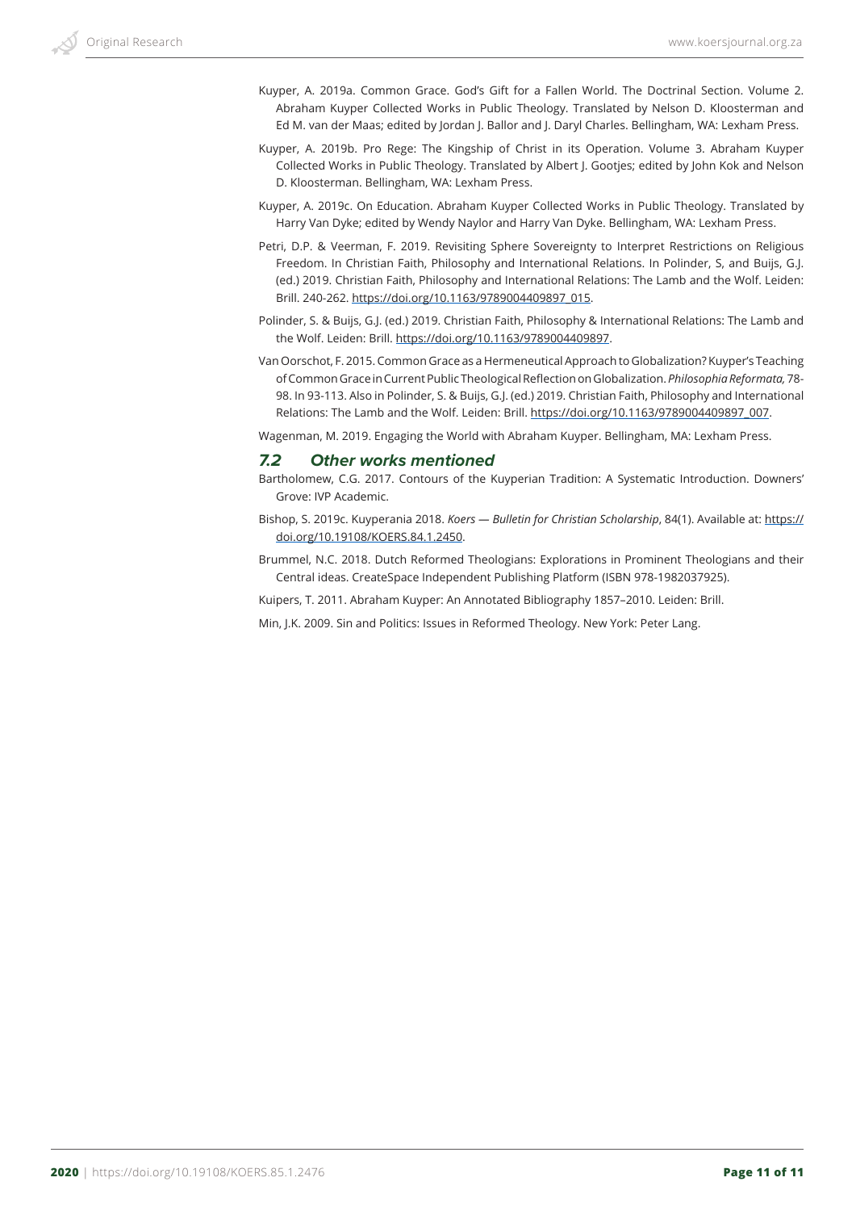Kuyper, A. 2019a. Common Grace. God's Gift for a Fallen World. The Doctrinal Section. Volume 2. Abraham Kuyper Collected Works in Public Theology. Translated by Nelson D. Kloosterman and Ed M. van der Maas; edited by Jordan J. Ballor and J. Daryl Charles. Bellingham, WA: Lexham Press.

Kuyper, A. 2019b. Pro Rege: The Kingship of Christ in its Operation. Volume 3. Abraham Kuyper Collected Works in Public Theology. Translated by Albert J. Gootjes; edited by John Kok and Nelson D. Kloosterman. Bellingham, WA: Lexham Press.

Kuyper, A. 2019c. On Education. Abraham Kuyper Collected Works in Public Theology. Translated by Harry Van Dyke; edited by Wendy Naylor and Harry Van Dyke. Bellingham, WA: Lexham Press.

Petri, D.P. & Veerman, F. 2019. Revisiting Sphere Sovereignty to Interpret Restrictions on Religious Freedom. In Christian Faith, Philosophy and International Relations. In Polinder, S, and Buijs, G.J. (ed.) 2019. Christian Faith, Philosophy and International Relations: The Lamb and the Wolf. Leiden: Brill. 240-262. https://doi.org/10.1163/9789004409897_015.

Polinder, S. & Buijs, G.J. (ed.) 2019. Christian Faith, Philosophy & International Relations: The Lamb and the Wolf. Leiden: Brill. https://doi.org/10.1163/9789004409897.

Van Oorschot, F. 2015. Common Grace as a Hermeneutical Approach to Globalization? Kuyper's Teaching of Common Grace in Current Public Theological Reflection on Globalization. *Philosophia Reformata,* 78-98. In 93-113. Also in Polinder, S. & Buijs, G.J. (ed.) 2019. Christian Faith, Philosophy and International Relations: The Lamb and the Wolf. Leiden: Brill. https://doi.org/10.1163/9789004409897_007.

Wagenman, M. 2019. Engaging the World with Abraham Kuyper. Bellingham, MA: Lexham Press.

### 7.2 Other works mentioned

Bartholomew, C.G. 2017. Contours of the Kuyperian Tradition: A Systematic Introduction. Downers' Grove: IVP Academic.

Bishop, S. 2019c. Kuyperania 2018. *Koers — Bulletin for Christian Scholarship*, 84(1). Available at: https://doi.org/10.19108/KOERS.84.1.2450.

Brummel, N.C. 2018. Dutch Reformed Theologians: Explorations in Prominent Theologians and their Central ideas. CreateSpace Independent Publishing Platform (ISBN 978-1982037925).

Kuipers, T. 2011. Abraham Kuyper: An Annotated Bibliography 1857–2010. Leiden: Brill.

Min, J.K. 2009. Sin and Politics: Issues in Reformed Theology. New York: Peter Lang.